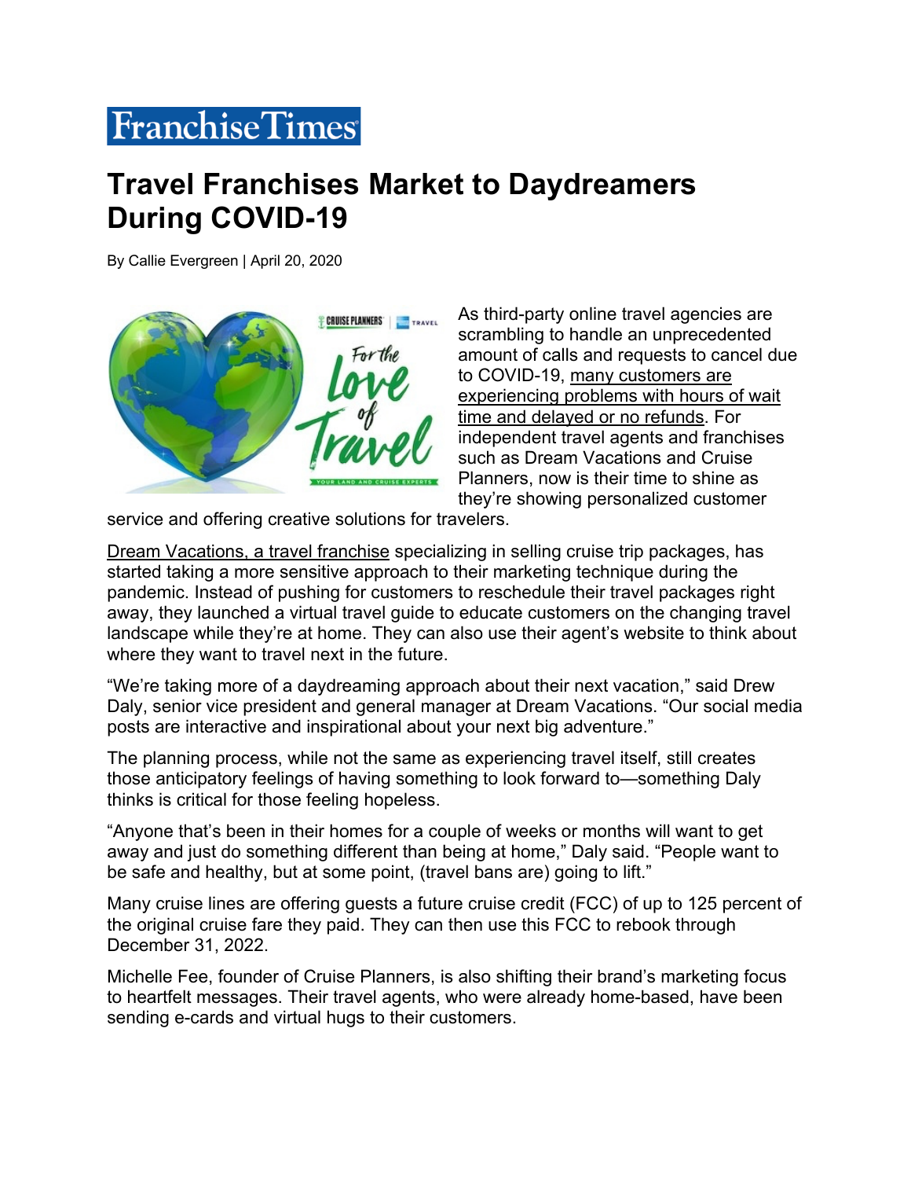# Franchise Times

# Travel Franchises Market to Daydreamers During COVID-19

By Callie Evergreen | April 20, 2020

As third-party online travel agencies are scrambling to handle an unprecedented amount of calls and requests to cancel due to COVID-19, many customers are experiencing problems with hours of wait time and delayed or no refunds. For independent travel agents and franchises such as Dream Vacations and Cruise Planners, now is their time to shine as they're showing personalized customer service and offering creative solutions for travelers.

Dream Vacations, a travel franchise specializing in selling cruise trip packages, has started taking a more sensitive approach to their marketing technique during the pandemic. Instead of pushing for customers to reschedule their travel packages right away, they launched a virtual travel guide to educate customers on the changing travel landscape while they're at home. They can also use their agent's website to think about where they want to travel next in the future.

"We're taking more of a daydreaming approach about their next vacation," said Drew Daly, senior vice president and general manager at Dream Vacations. "Our social media posts are interactive and inspirational about your next big adventure."

The planning process, while not the same as experiencing travel itself, still creates those anticipatory feelings of having something to look forward to—something Daly thinks is critical for those feeling hopeless.

"Anyone that's been in their homes for a couple of weeks or months will want to get away and just do something different than being at home," Daly said. "People want to be safe and healthy, but at some point, (travel bans are) going to lift."

Many cruise lines are offering guests a future cruise credit (FCC) of up to 125 percent of the original cruise fare they paid. They can then use this FCC to rebook through December 31, 2022.

Michelle Fee, founder of Cruise Planners, is also shifting their brand's marketing focus to heartfelt messages. Their travel agents, who were already home-based, have been sending e-cards and virtual hugs to their customers.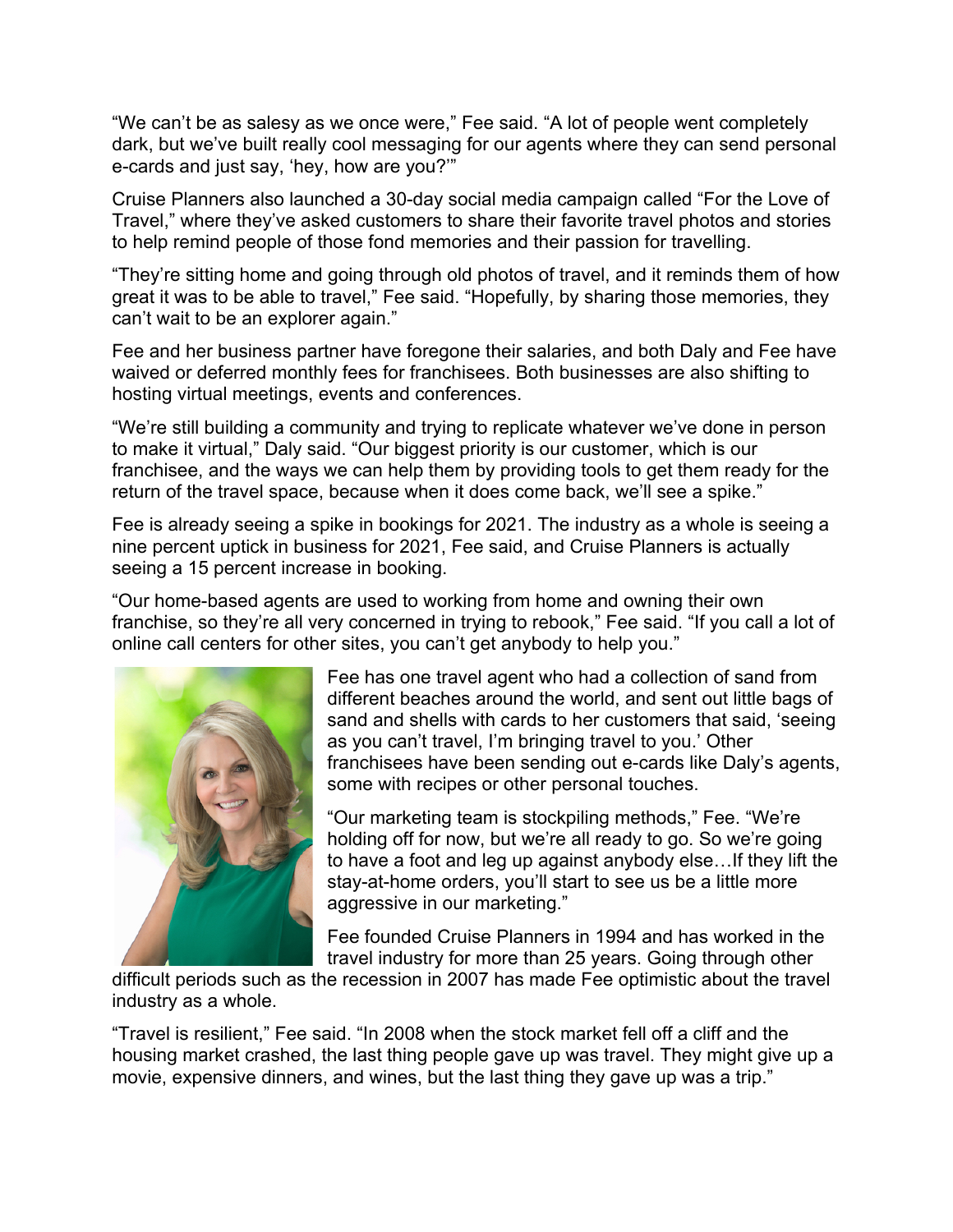"We can't be as salesy as we once were," Fee said. "A lot of people went completely dark, but we've built really cool messaging for our agents where they can send personal e-cards and just say, 'hey, how are you?'"

Cruise Planners also launched a 30-day social media campaign called "For the Love of Travel," where they've asked customers to share their favorite travel photos and stories to help remind people of those fond memories and their passion for travelling.

"They're sitting home and going through old photos of travel, and it reminds them of how great it was to be able to travel," Fee said. "Hopefully, by sharing those memories, they can't wait to be an explorer again."

Fee and her business partner have foregone their salaries, and both Daly and Fee have waived or deferred monthly fees for franchisees. Both businesses are also shifting to hosting virtual meetings, events and conferences.

"We're still building a community and trying to replicate whatever we've done in person to make it virtual," Daly said. "Our biggest priority is our customer, which is our franchisee, and the ways we can help them by providing tools to get them ready for the return of the travel space, because when it does come back, we'll see a spike."

Fee is already seeing a spike in bookings for 2021. The industry as a whole is seeing a nine percent uptick in business for 2021, Fee said, and Cruise Planners is actually seeing a 15 percent increase in booking.

"Our home-based agents are used to working from home and owning their own franchise, so they're all very concerned in trying to rebook," Fee said. "If you call a lot of online call centers for other sites, you can't get anybody to help you."

Fee has one travel agent who had a collection of sand from different beaches around the world, and sent out little bags of sand and shells with cards to her customers that said, 'seeing as you can't travel, I'm bringing travel to you.' Other franchisees have been sending out e-cards like Daly's agents, some with recipes or other personal touches.

"Our marketing team is stockpiling methods," Fee. "We're holding off for now, but we're all ready to go. So we're going to have a foot and leg up against anybody else…If they lift the stay-at-home orders, you'll start to see us be a little more aggressive in our marketing."

Fee founded Cruise Planners in 1994 and has worked in the travel industry for more than 25 years. Going through other difficult periods such as the recession in 2007 has made Fee optimistic about the travel industry as a whole.

"Travel is resilient," Fee said. "In 2008 when the stock market fell off a cliff and the housing market crashed, the last thing people gave up was travel. They might give up a movie, expensive dinners, and wines, but the last thing they gave up was a trip."